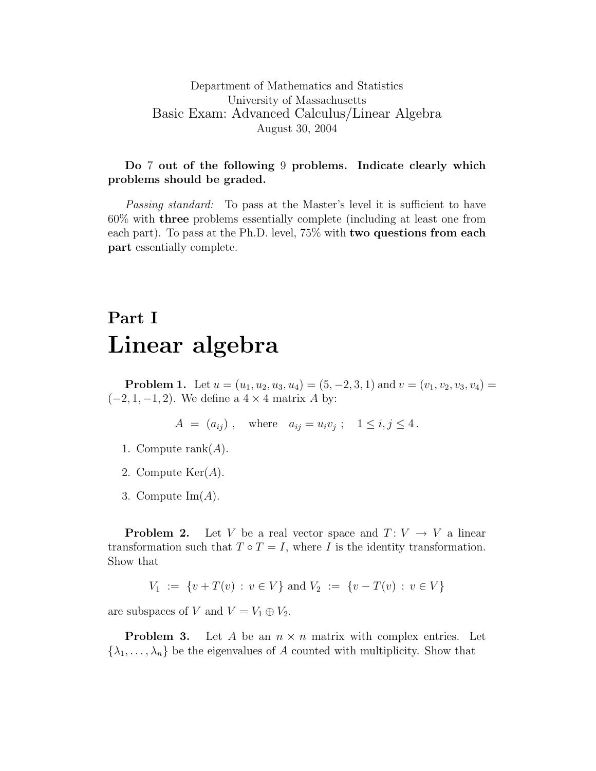Department of Mathematics and Statistics
University of Massachusetts

# Basic Exam: Advanced Calculus/Linear Algebra

August 30, 2004

**Do 7 out of the following 9 problems. Indicate clearly which problems should be graded.**

*Passing standard:* To pass at the Master's level it is sufficient to have 60% with **three** problems essentially complete (including at least one from each part). To pass at the Ph.D. level, 75% with **two questions from each part** essentially complete.

## Part I

# Linear algebra

**Problem 1.** Let $u = (u_1, u_2, u_3, u_4) = (5, -2, 3, 1)$ and $v = (v_1, v_2, v_3, v_4) = (-2, 1, -1, 2)$. We define a $4 \times 4$ matrix $A$ by:

$$A = (a_{ij}), \quad \text{where} \quad a_{ij} = u_i v_j ; \quad 1 \le i, j \le 4 .$$

1. Compute $\text{rank}(A)$.
2. Compute $\text{Ker}(A)$.
3. Compute $\text{Im}(A)$.

**Problem 2.** Let $V$ be a real vector space and $T\colon V \to V$ a linear transformation such that $T \circ T = I$, where $I$ is the identity transformation. Show that

$$V_1 := \{v + T(v) : v \in V\} \text{ and } V_2 := \{v - T(v) : v \in V\}$$

are subspaces of $V$ and $V = V_1 \oplus V_2$.

**Problem 3.** Let $A$ be an $n \times n$ matrix with complex entries. Let $\{\lambda_1, \dots, \lambda_n\}$ be the eigenvalues of $A$ counted with multiplicity. Show that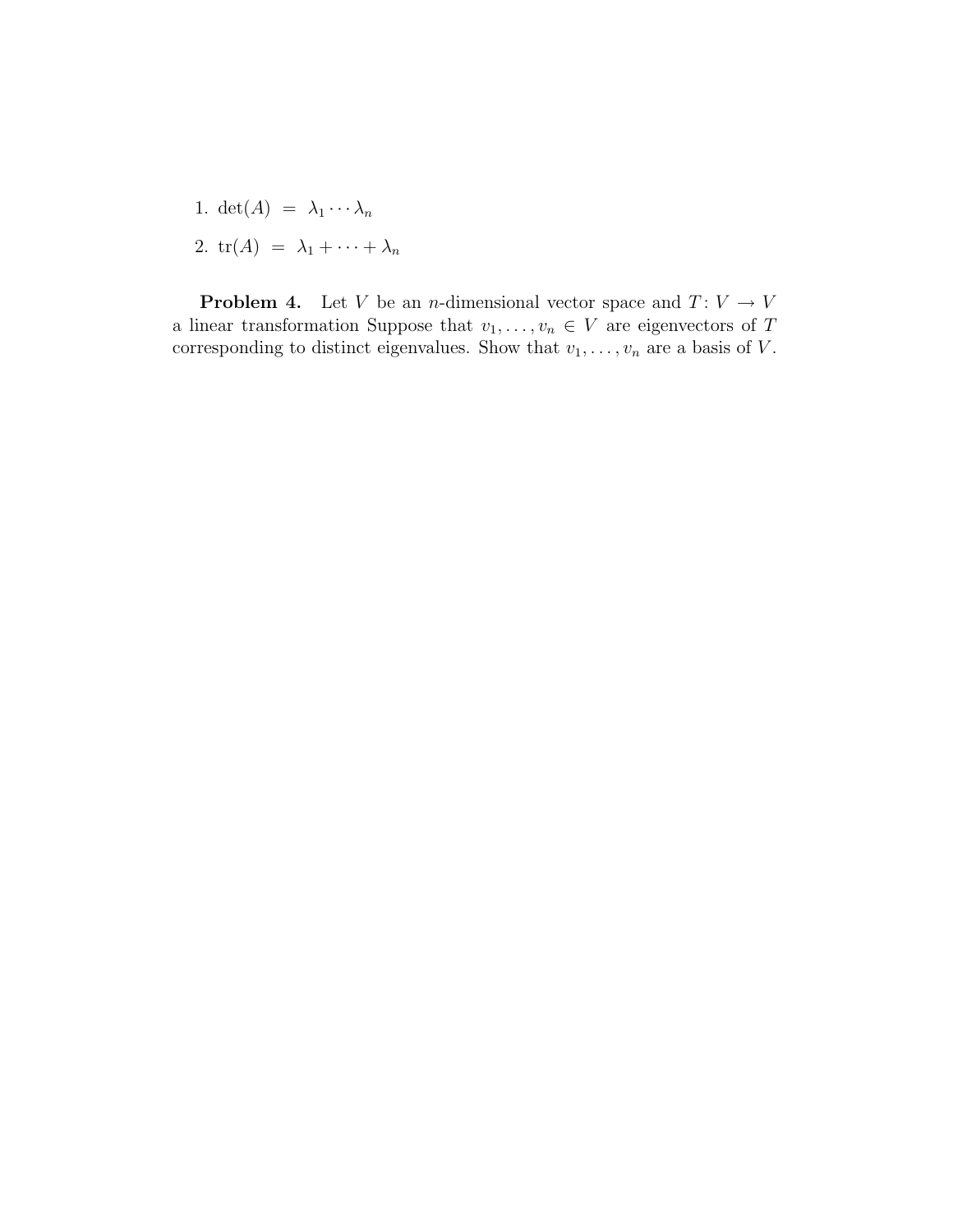1. $\det(A) = \lambda_1 \cdots \lambda_n$
2. $\text{tr}(A) = \lambda_1 + \cdots + \lambda_n$

**Problem 4.** Let $V$ be an $n$-dimensional vector space and $T: V \to V$ a linear transformation Suppose that $v_1, \ldots, v_n \in V$ are eigenvectors of $T$ corresponding to distinct eigenvalues. Show that $v_1, \ldots, v_n$ are a basis of $V$.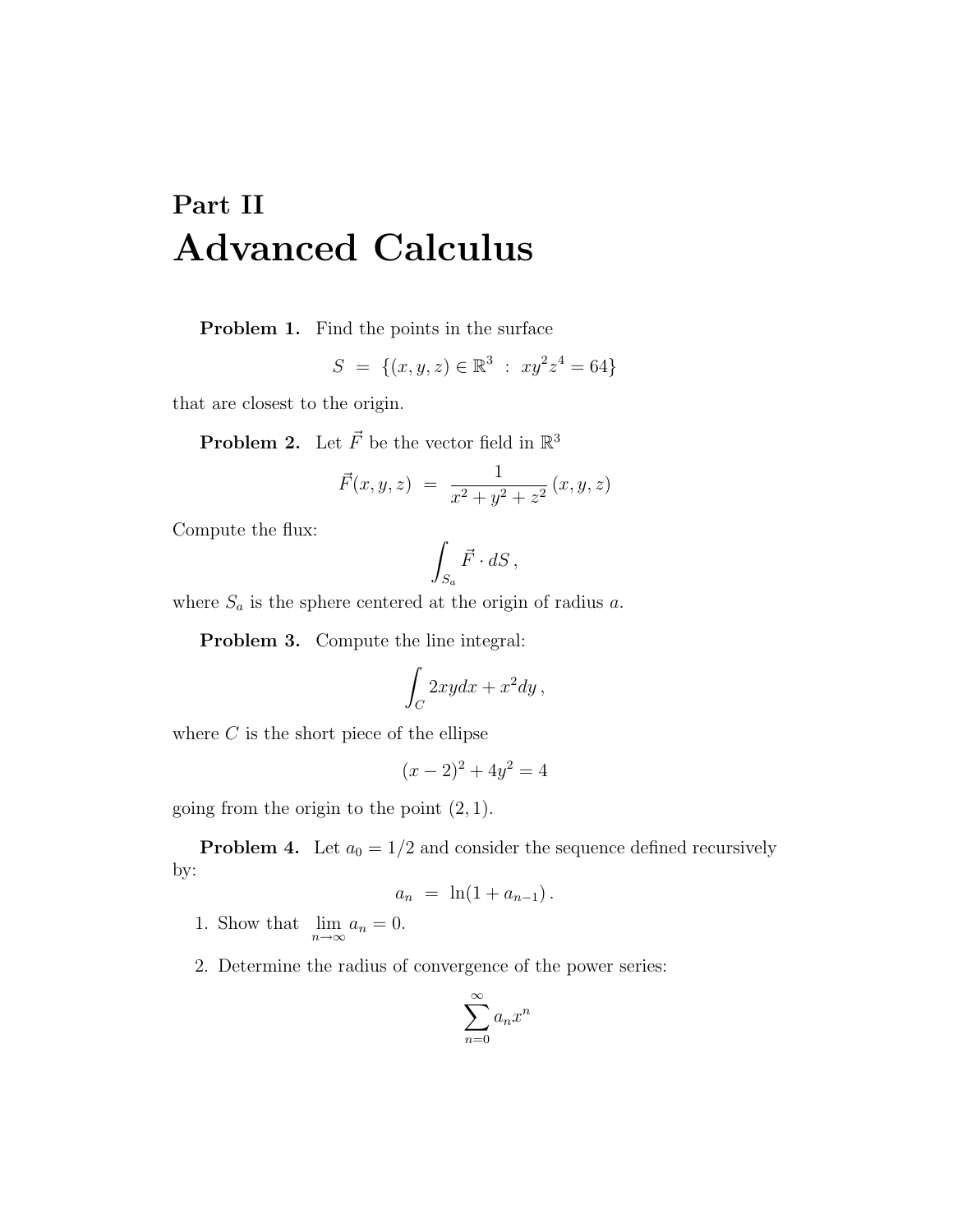# Part II

# Advanced Calculus

**Problem 1.** Find the points in the surface

$$S = \{(x,y,z) \in \mathbb{R}^3 : xy^2z^4 = 64\}$$

that are closest to the origin.

**Problem 2.** Let $\vec{F}$ be the vector field in $\mathbb{R}^3$

$$\vec{F}(x,y,z) = \frac{1}{x^2+y^2+z^2}(x,y,z)$$

Compute the flux:

$$\int_{S_a} \vec{F} \cdot dS,$$

where $S_a$ is the sphere centered at the origin of radius $a$.

**Problem 3.** Compute the line integral:

$$\int_C 2xydx + x^2dy,$$

where $C$ is the short piece of the ellipse

$$(x-2)^2 + 4y^2 = 4$$

going from the origin to the point $(2,1)$.

**Problem 4.** Let $a_0 = 1/2$ and consider the sequence defined recursively by:

$$a_n = \ln(1 + a_{n-1}).$$

1. Show that $\lim_{n\to\infty} a_n = 0$.
2. Determine the radius of convergence of the power series:

$$\sum_{n=0}^{\infty} a_n x^n$$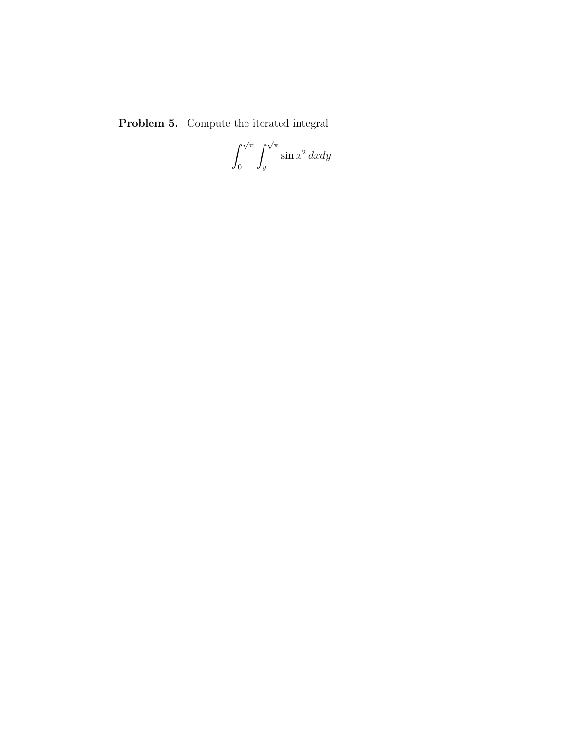**Problem 5.** Compute the iterated integral

$$\int_0^{\sqrt{\pi}} \int_y^{\sqrt{\pi}} \sin x^2 \, dx dy$$